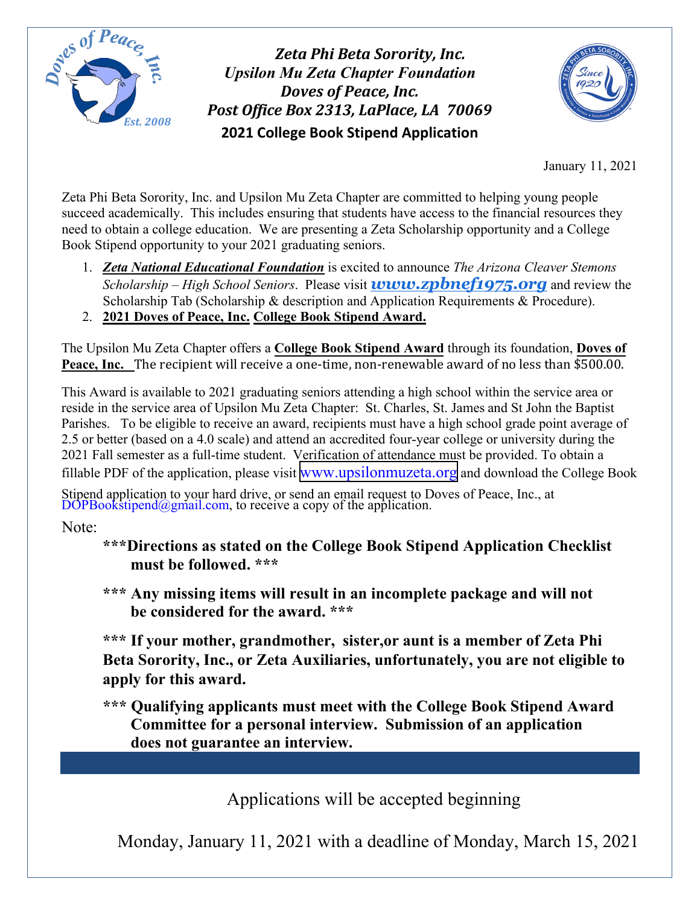***Zeta Phi Beta Sorority, Inc.***
***Upsilon Mu Zeta Chapter Foundation***
***Doves of Peace, Inc.***
***Post Office Box 2313, LaPlace, LA 70069***

**2021 College Book Stipend Application**

January 11, 2021

Zeta Phi Beta Sorority, Inc. and Upsilon Mu Zeta Chapter are committed to helping young people succeed academically. This includes ensuring that students have access to the financial resources they need to obtain a college education. We are presenting a Zeta Scholarship opportunity and a College Book Stipend opportunity to your 2021 graduating seniors.

1. ***Zeta National Educational Foundation*** is excited to announce *The Arizona Cleaver Stemons Scholarship – High School Seniors*. Please visit ***www.zpbnef1975.org*** and review the Scholarship Tab (Scholarship & description and Application Requirements & Procedure).
2. **2021 Doves of Peace, Inc. College Book Stipend Award.**

The Upsilon Mu Zeta Chapter offers a **College Book Stipend Award** through its foundation, **Doves of Peace, Inc.** The recipient will receive a one-time, non-renewable award of no less than $500.00.

This Award is available to 2021 graduating seniors attending a high school within the service area or reside in the service area of Upsilon Mu Zeta Chapter: St. Charles, St. James and St John the Baptist Parishes. To be eligible to receive an award, recipients must have a high school grade point average of 2.5 or better (based on a 4.0 scale) and attend an accredited four-year college or university during the 2021 Fall semester as a full-time student. Verification of attendance must be provided. To obtain a fillable PDF of the application, please visit www.upsilonmuzeta.org and download the College Book Stipend application to your hard drive, or send an email request to Doves of Peace, Inc., at DOPBookstipend@gmail.com, to receive a copy of the application.

Note:

**\*\*\*Directions as stated on the College Book Stipend Application Checklist must be followed. \*\*\***

**\*\*\* Any missing items will result in an incomplete package and will not be considered for the award. \*\*\***

**\*\*\* If your mother, grandmother, sister,or aunt is a member of Zeta Phi Beta Sorority, Inc., or Zeta Auxiliaries, unfortunately, you are not eligible to apply for this award.**

**\*\*\* Qualifying applicants must meet with the College Book Stipend Award Committee for a personal interview. Submission of an application does not guarantee an interview.**

Applications will be accepted beginning

Monday, January 11, 2021 with a deadline of Monday, March 15, 2021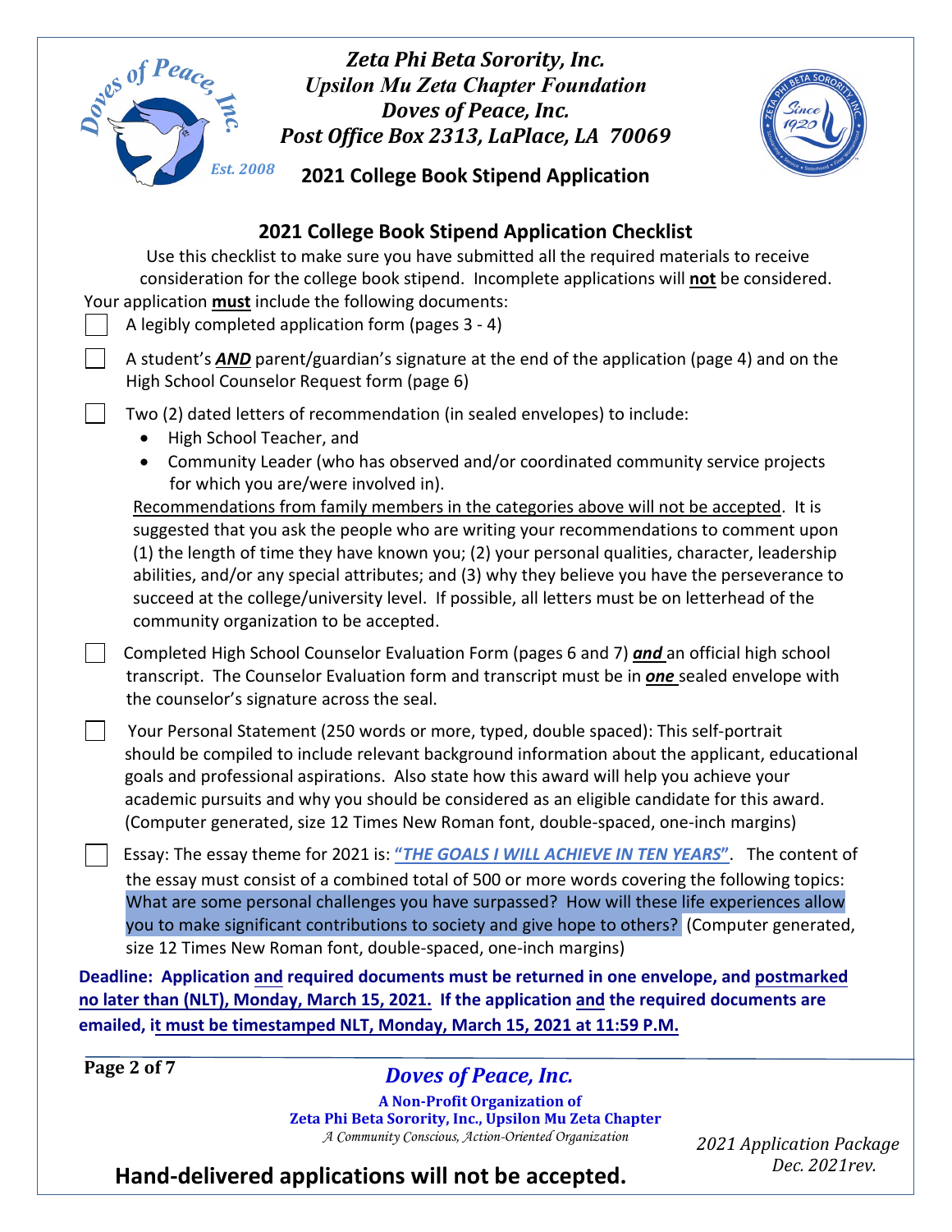*Zeta Phi Beta Sorority, Inc.*
*Upsilon Mu Zeta Chapter Foundation*
*Doves of Peace, Inc.*
*Post Office Box 2313, LaPlace, LA 70069*

**2021 College Book Stipend Application**

## 2021 College Book Stipend Application Checklist

Use this checklist to make sure you have submitted all the required materials to receive consideration for the college book stipend. Incomplete applications will **not** be considered.

Your application **must** include the following documents:

- [ ] A legibly completed application form (pages 3 - 4)
- [ ] A student's ***AND*** parent/guardian's signature at the end of the application (page 4) and on the High School Counselor Request form (page 6)
- [ ] Two (2) dated letters of recommendation (in sealed envelopes) to include:
  - High School Teacher, and
  - Community Leader (who has observed and/or coordinated community service projects for which you are/were involved in).

  Recommendations from family members in the categories above will not be accepted. It is suggested that you ask the people who are writing your recommendations to comment upon (1) the length of time they have known you; (2) your personal qualities, character, leadership abilities, and/or any special attributes; and (3) why they believe you have the perseverance to succeed at the college/university level. If possible, all letters must be on letterhead of the community organization to be accepted.
- [ ] Completed High School Counselor Evaluation Form (pages 6 and 7) ***and*** an official high school transcript. The Counselor Evaluation form and transcript must be in ***one*** sealed envelope with the counselor's signature across the seal.
- [ ] Your Personal Statement (250 words or more, typed, double spaced): This self-portrait should be compiled to include relevant background information about the applicant, educational goals and professional aspirations. Also state how this award will help you achieve your academic pursuits and why you should be considered as an eligible candidate for this award. (Computer generated, size 12 Times New Roman font, double-spaced, one-inch margins)
- [ ] Essay: The essay theme for 2021 is: **"*THE GOALS I WILL ACHIEVE IN TEN YEARS*"**. The content of the essay must consist of a combined total of 500 or more words covering the following topics: What are some personal challenges you have surpassed? How will these life experiences allow you to make significant contributions to society and give hope to others? (Computer generated, size 12 Times New Roman font, double-spaced, one-inch margins)

**Deadline: Application and required documents must be returned in one envelope, and postmarked no later than (NLT), Monday, March 15, 2021. If the application and the required documents are emailed, it must be timestamped NLT, Monday, March 15, 2021 at 11:59 P.M.**

*Doves of Peace, Inc.*
**A Non-Profit Organization of Zeta Phi Beta Sorority, Inc., Upsilon Mu Zeta Chapter**
*A Community Conscious, Action-Oriented Organization*

*2021 Application Package Dec. 2021rev.*

**Hand-delivered applications will not be accepted.**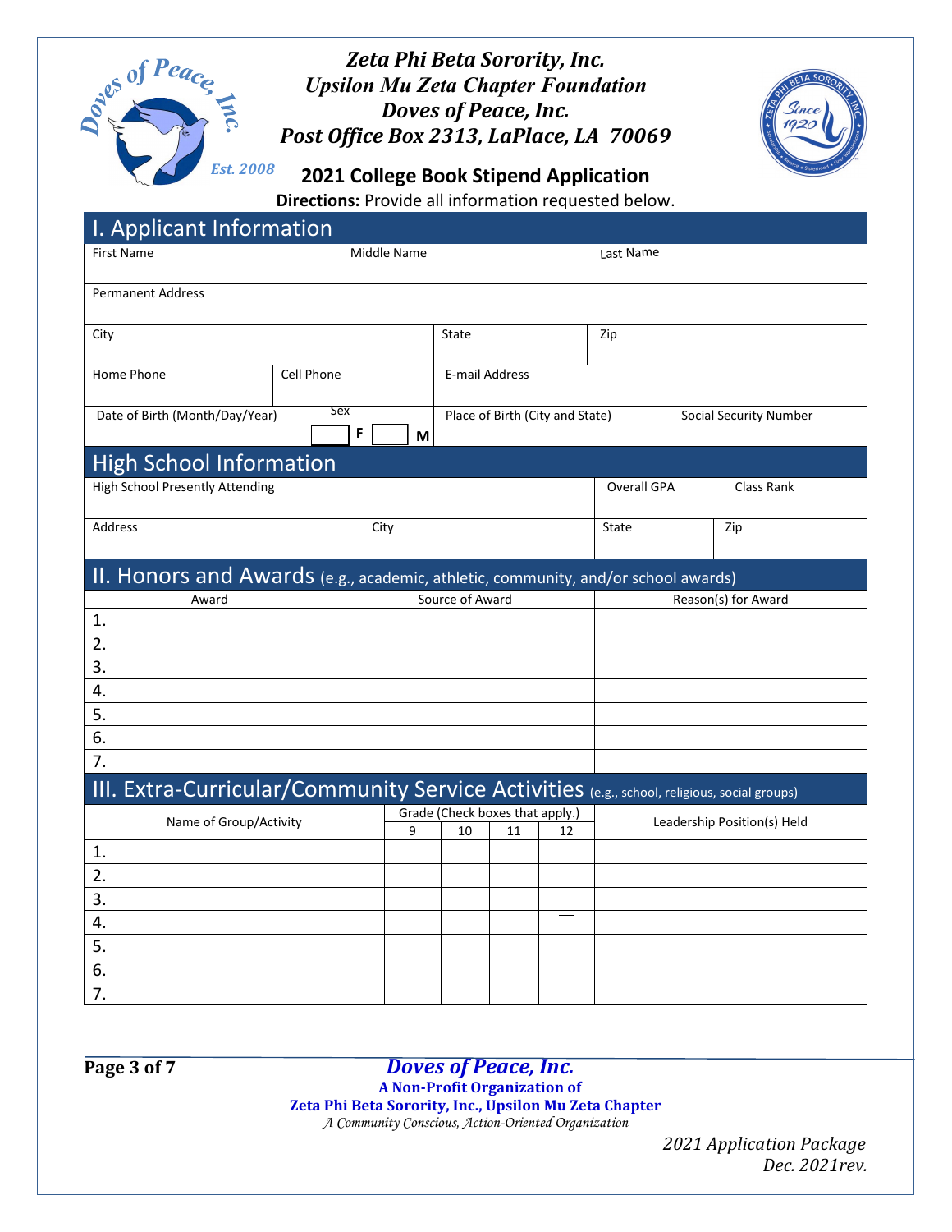# *Zeta Phi Beta Sorority, Inc.*
## *Upsilon Mu Zeta Chapter Foundation*
## *Doves of Peace, Inc.*
## *Post Office Box 2313, LaPlace, LA 70069*

*Est. 2008*

## 2021 College Book Stipend Application

**Directions:** Provide all information requested below.

## I. Applicant Information

| First Name | Middle Name | Last Name |
|---|---|---|
| | | |

| Permanent Address |
|---|
| |

| City | State | Zip |
|---|---|---|
| | | |

| Home Phone | Cell Phone | E-mail Address |
|---|---|---|
| | | |

| Date of Birth (Month/Day/Year) | Sex ☐ F ☐ M | Place of Birth (City and State) | Social Security Number |
|---|---|---|---|
| | | | |

## High School Information

| High School Presently Attending | Overall GPA | Class Rank |
|---|---|---|
| | | |

| Address | City | State | Zip |
|---|---|---|---|
| | | | |

## II. Honors and Awards (e.g., academic, athletic, community, and/or school awards)

| Award | Source of Award | Reason(s) for Award |
|---|---|---|
| 1. | | |
| 2. | | |
| 3. | | |
| 4. | | |
| 5. | | |
| 6. | | |
| 7. | | |

## III. Extra-Curricular/Community Service Activities (e.g., school, religious, social groups)

| Name of Group/Activity | Grade (Check boxes that apply.) | | | | Leadership Position(s) Held |
|---|---|---|---|---|---|
| | 9 | 10 | 11 | 12 | |
| 1. | | | | | |
| 2. | | | | | |
| 3. | | | | | |
| 4. | | | | | |
| 5. | | | | | |
| 6. | | | | | |
| 7. | | | | | |

**Doves of Peace, Inc.**
**A Non-Profit Organization of**
**Zeta Phi Beta Sorority, Inc., Upsilon Mu Zeta Chapter**
*A Community Conscious, Action-Oriented Organization*

*2021 Application Package*
*Dec. 2021rev.*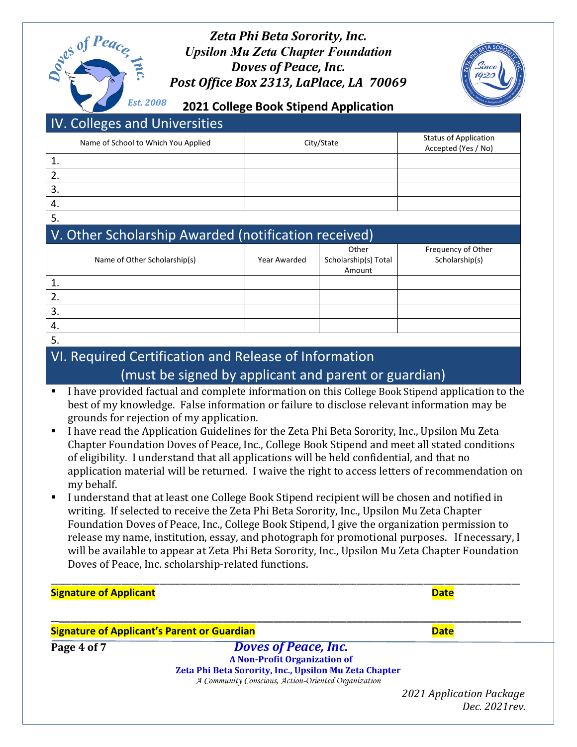# Zeta Phi Beta Sorority, Inc.
## Upsilon Mu Zeta Chapter Foundation
## Doves of Peace, Inc.
## Post Office Box 2313, LaPlace, LA 70069

Est. 2008

**2021 College Book Stipend Application**

## IV. Colleges and Universities

| Name of School to Which You Applied | City/State | Status of Application Accepted (Yes / No) |
|---|---|---|
| 1. | | |
| 2. | | |
| 3. | | |
| 4. | | |
| 5. | | |

## V. Other Scholarship Awarded (notification received)

| Name of Other Scholarship(s) | Year Awarded | Other Scholarship(s) Total Amount | Frequency of Other Scholarship(s) |
|---|---|---|---|
| 1. | | | |
| 2. | | | |
| 3. | | | |
| 4. | | | |
| 5. | | | |

## VI. Required Certification and Release of Information (must be signed by applicant and parent or guardian)

- I have provided factual and complete information on this College Book Stipend application to the best of my knowledge. False information or failure to disclose relevant information may be grounds for rejection of my application.
- I have read the Application Guidelines for the Zeta Phi Beta Sorority, Inc., Upsilon Mu Zeta Chapter Foundation Doves of Peace, Inc., College Book Stipend and meet all stated conditions of eligibility. I understand that all applications will be held confidential, and that no application material will be returned. I waive the right to access letters of recommendation on my behalf.
- I understand that at least one College Book Stipend recipient will be chosen and notified in writing. If selected to receive the Zeta Phi Beta Sorority, Inc., Upsilon Mu Zeta Chapter Foundation Doves of Peace, Inc., College Book Stipend, I give the organization permission to release my name, institution, essay, and photograph for promotional purposes. If necessary, I will be available to appear at Zeta Phi Beta Sorority, Inc., Upsilon Mu Zeta Chapter Foundation Doves of Peace, Inc. scholarship-related functions.

\_\_\_\_\_\_\_\_\_\_\_\_\_\_\_\_\_\_\_\_\_\_\_\_\_\_\_\_\_\_\_\_\_\_\_\_\_\_\_\_\_\_\_\_\_\_\_\_\_\_\_\_\_\_\_\_\_\_\_\_\_\_\_\_\_\_\_\_\_\_\_\_

**Signature of Applicant** **Date**

\_\_\_\_\_\_\_\_\_\_\_\_\_\_\_\_\_\_\_\_\_\_\_\_\_\_\_\_\_\_\_\_\_\_\_\_\_\_\_\_\_\_\_\_\_\_\_\_\_\_\_\_\_\_\_\_\_\_\_\_\_\_\_\_\_\_\_\_\_\_\_\_

**Signature of Applicant's Parent or Guardian** **Date**

***Doves of Peace, Inc.***
**A Non-Profit Organization of**
**Zeta Phi Beta Sorority, Inc., Upsilon Mu Zeta Chapter**
*A Community Conscious, Action-Oriented Organization*

*2021 Application Package*
*Dec. 2021rev.*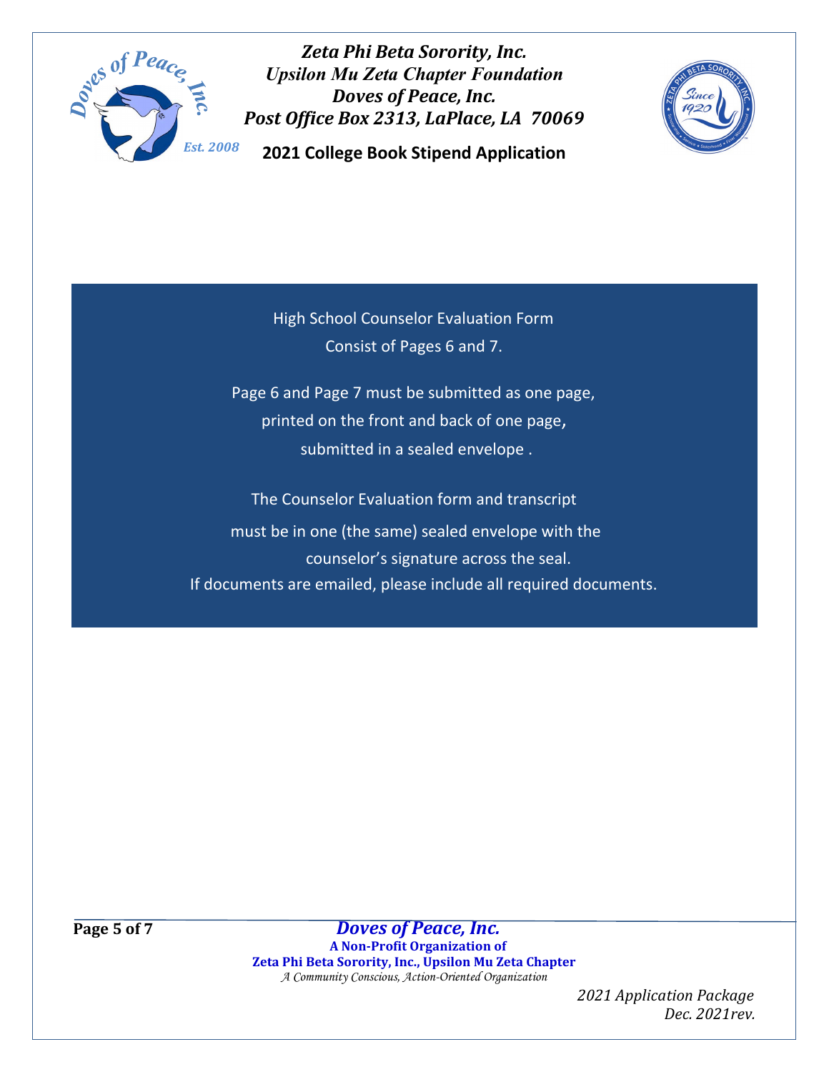# Zeta Phi Beta Sorority, Inc.

## Upsilon Mu Zeta Chapter Foundation

## Doves of Peace, Inc.

*Post Office Box 2313, LaPlace, LA 70069*

**2021 College Book Stipend Application**

High School Counselor Evaluation Form
Consist of Pages 6 and 7.

Page 6 and Page 7 must be submitted as one page,
printed on the front and back of one page,
submitted in a sealed envelope .

The Counselor Evaluation form and transcript
must be in one (the same) sealed envelope with the
counselor's signature across the seal.
If documents are emailed, please include all required documents.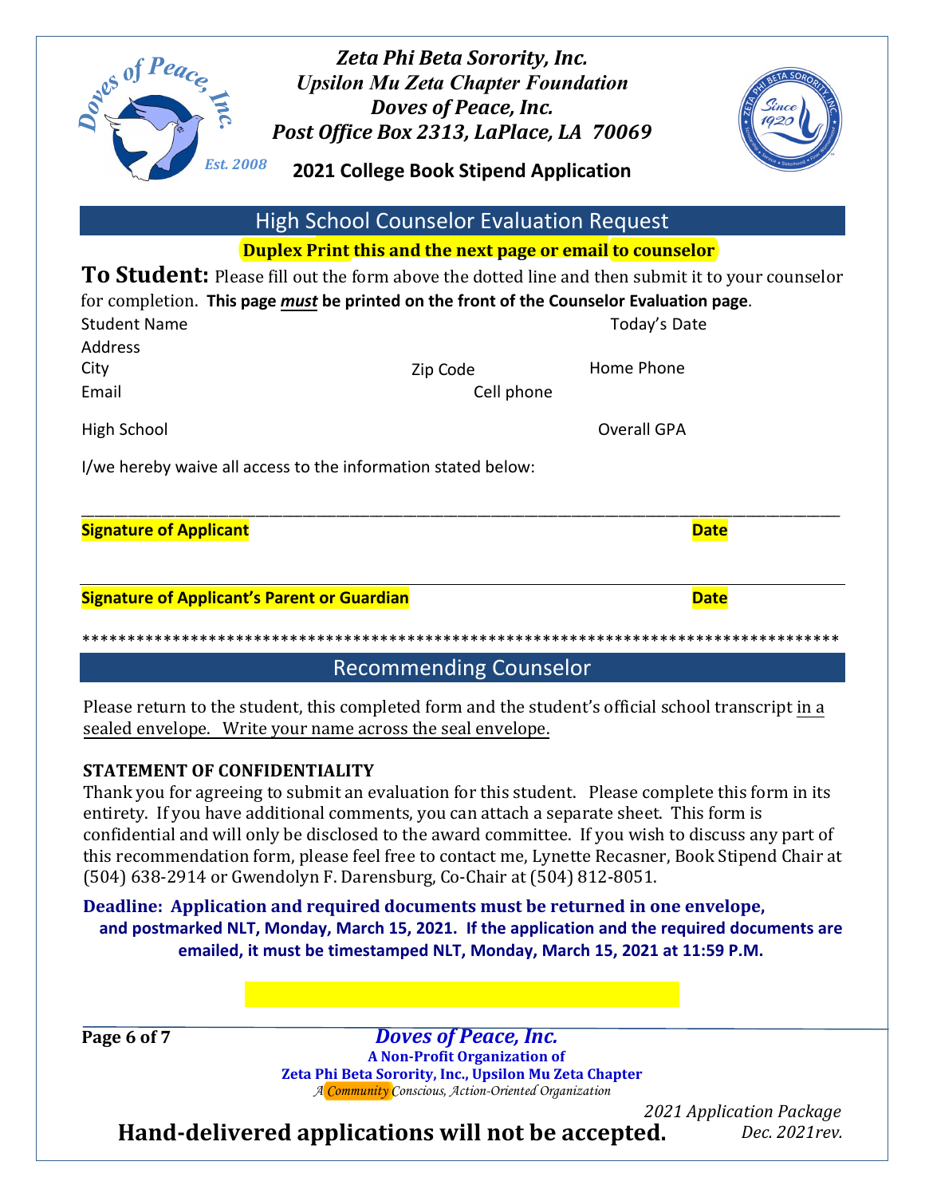**Zeta Phi Beta Sorority, Inc.**
**Upsilon Mu Zeta Chapter Foundation**
**Doves of Peace, Inc.**
**Post Office Box 2313, LaPlace, LA 70069**

**2021 College Book Stipend Application**

## High School Counselor Evaluation Request

**Duplex Print this and the next page or email to counselor**

**To Student:** Please fill out the form above the dotted line and then submit it to your counselor for completion. **This page _must_ be printed on the front of the Counselor Evaluation page**.

Student Name                                        Today's Date

Address

City                         Zip Code                Home Phone

Email                        Cell phone

High School                                         Overall GPA

I/we hereby waive all access to the information stated below:

______________________________________________________________________

**Signature of Applicant**                                        **Date**

______________________________________________________________________

**Signature of Applicant's Parent or Guardian**                   **Date**

*************************************************************************************

## Recommending Counselor

Please return to the student, this completed form and the student's official school transcript in a sealed envelope. Write your name across the seal envelope.

**STATEMENT OF CONFIDENTIALITY**

Thank you for agreeing to submit an evaluation for this student. Please complete this form in its entirety. If you have additional comments, you can attach a separate sheet. This form is confidential and will only be disclosed to the award committee. If you wish to discuss any part of this recommendation form, please feel free to contact me, Lynette Recasner, Book Stipend Chair at (504) 638-2914 or Gwendolyn F. Darensburg, Co-Chair at (504) 812-8051.

**Deadline: Application and required documents must be returned in one envelope, and postmarked NLT, Monday, March 15, 2021. If the application and the required documents are emailed, it must be timestamped NLT, Monday, March 15, 2021 at 11:59 P.M.**

***Doves of Peace, Inc.***
**A Non-Profit Organization of**
**Zeta Phi Beta Sorority, Inc., Upsilon Mu Zeta Chapter**
*A Community Conscious, Action-Oriented Organization*

*2021 Application Package*
*Dec. 2021rev.*

**Hand-delivered applications will not be accepted.**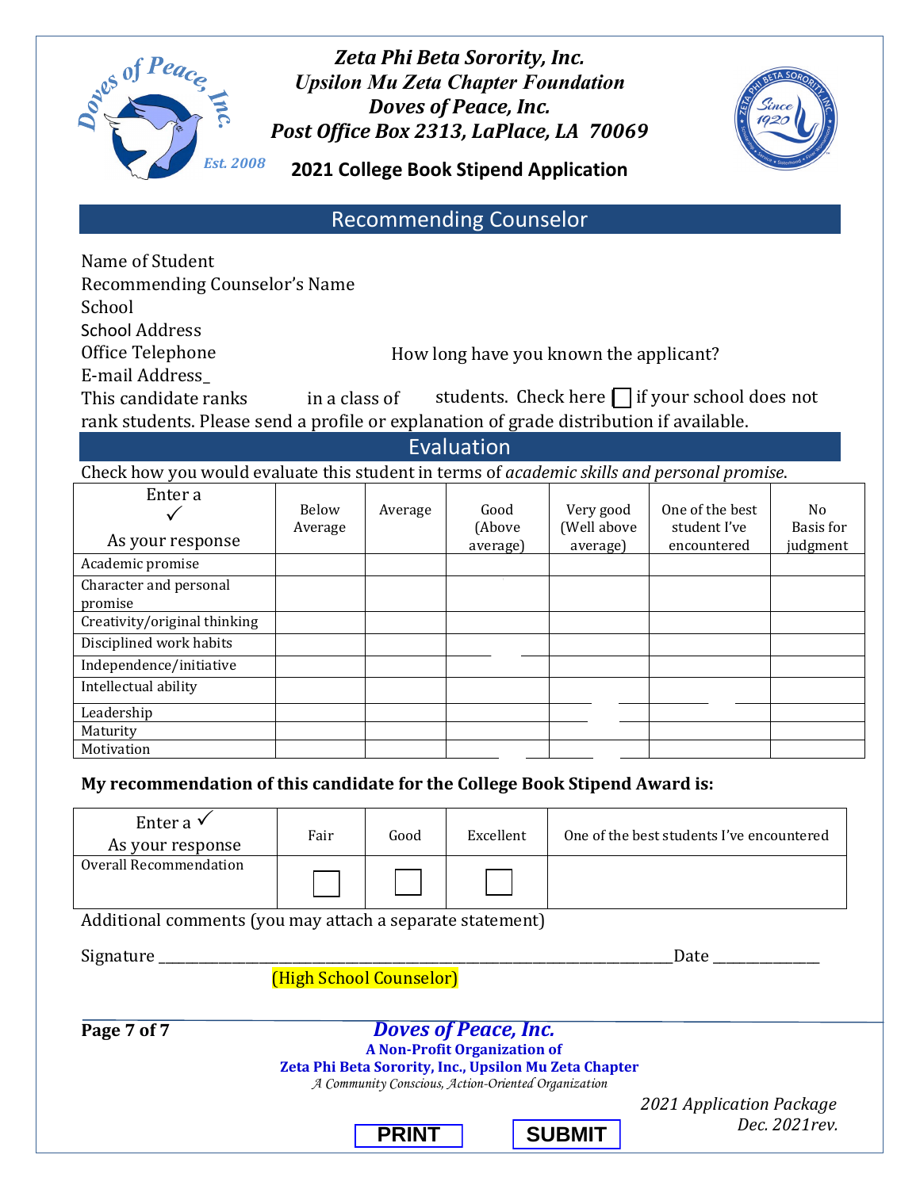# Zeta Phi Beta Sorority, Inc.
## Upsilon Mu Zeta Chapter Foundation
## Doves of Peace, Inc.
## Post Office Box 2313, LaPlace, LA 70069

**2021 College Book Stipend Application**

## Recommending Counselor

Name of Student

Recommending Counselor's Name

School

School Address

Office Telephone How long have you known the applicant?

E-mail Address_

This candidate ranks in a class of students. Check here ☐ if your school does not rank students. Please send a profile or explanation of grade distribution if available.

## Evaluation

Check how you would evaluate this student in terms of *academic skills and personal promise*.

| Enter a ✓ As your response | Below Average | Average | Good (Above average) | Very good (Well above average) | One of the best student I've encountered | No Basis for judgment |
|---|---|---|---|---|---|---|
| Academic promise | | | | | | |
| Character and personal promise | | | | | | |
| Creativity/original thinking | | | | | | |
| Disciplined work habits | | | | | | |
| Independence/initiative | | | | | | |
| Intellectual ability | | | | | | |
| Leadership | | | | | | |
| Maturity | | | | | | |
| Motivation | | | | | | |

**My recommendation of this candidate for the College Book Stipend Award is:**

| Enter a ✓ As your response | Fair | Good | Excellent | One of the best students I've encountered |
|---|---|---|---|---|
| Overall Recommendation | ☐ | ☐ | ☐ | |

Additional comments (you may attach a separate statement)

Signature ______________________________________________________________Date _____________

(High School Counselor)

*Doves of Peace, Inc.*
**A Non-Profit Organization of Zeta Phi Beta Sorority, Inc., Upsilon Mu Zeta Chapter**
*A Community Conscious, Action-Oriented Organization*

*2021 Application Package Dec. 2021rev.*

PRINT SUBMIT